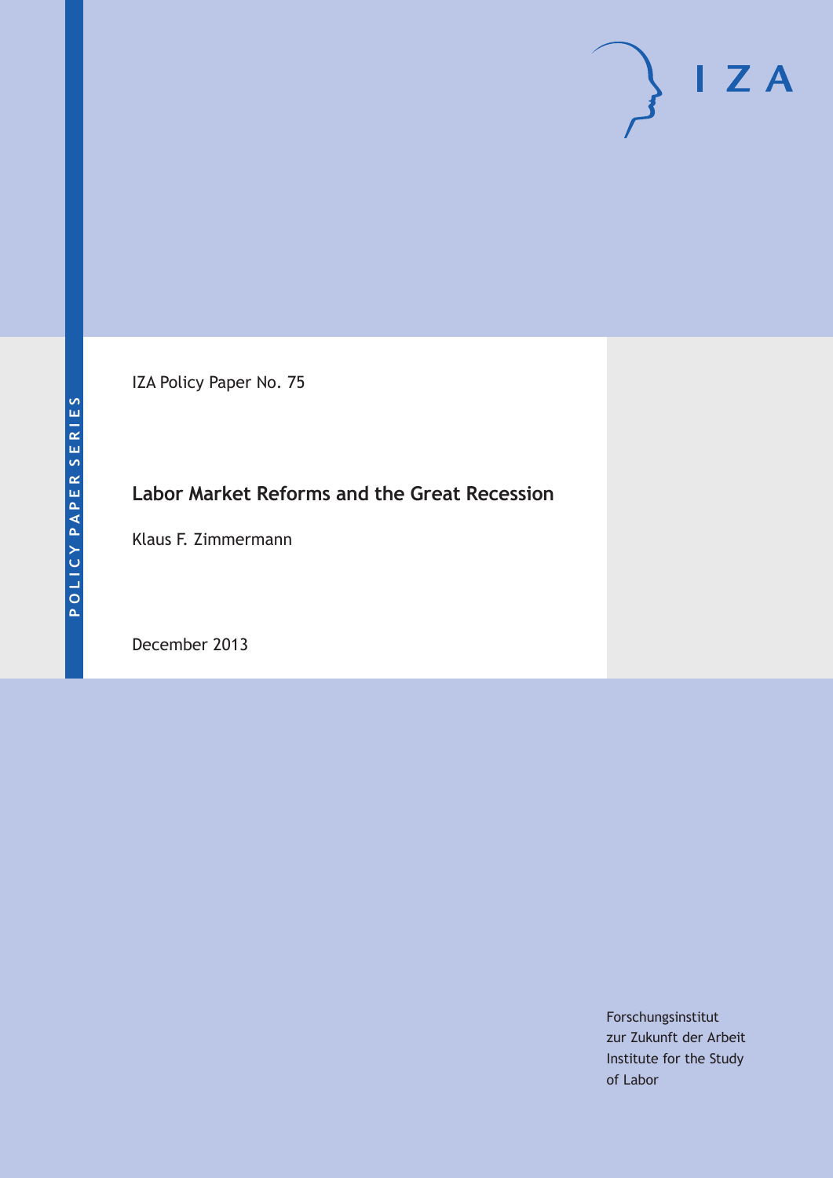POLICY PAPER SERIES

IZA Policy Paper No. 75

# Labor Market Reforms and the Great Recession

Klaus F. Zimmermann

December 2013

Forschungsinstitut
zur Zukunft der Arbeit
Institute for the Study
of Labor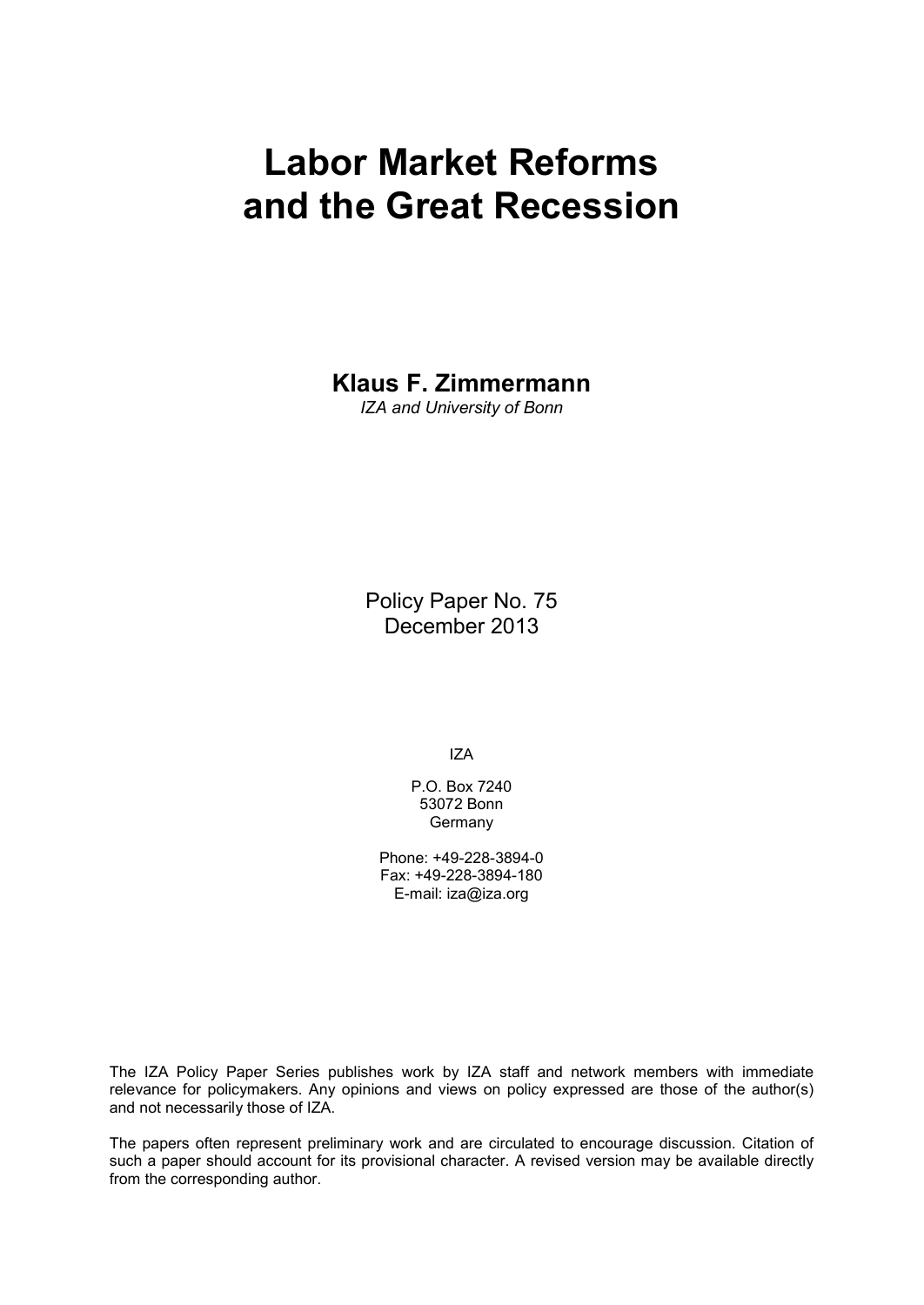# Labor Market Reforms and the Great Recession

**Klaus F. Zimmermann**

*IZA and University of Bonn*

Policy Paper No. 75
December 2013

IZA

P.O. Box 7240
53072 Bonn
Germany

Phone: +49-228-3894-0
Fax: +49-228-3894-180
E-mail: iza@iza.org

The IZA Policy Paper Series publishes work by IZA staff and network members with immediate relevance for policymakers. Any opinions and views on policy expressed are those of the author(s) and not necessarily those of IZA.

The papers often represent preliminary work and are circulated to encourage discussion. Citation of such a paper should account for its provisional character. A revised version may be available directly from the corresponding author.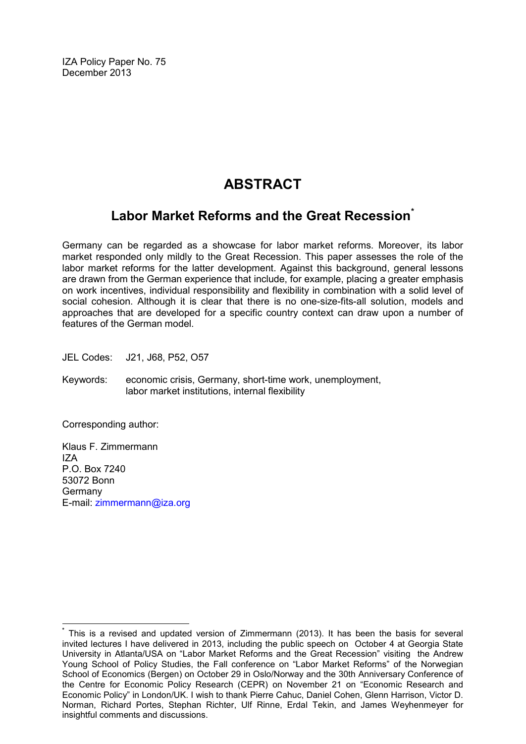IZA Policy Paper No. 75
December 2013

# ABSTRACT

## Labor Market Reforms and the Great Recession[*]

Germany can be regarded as a showcase for labor market reforms. Moreover, its labor market responded only mildly to the Great Recession. This paper assesses the role of the labor market reforms for the latter development. Against this background, general lessons are drawn from the German experience that include, for example, placing a greater emphasis on work incentives, individual responsibility and flexibility in combination with a solid level of social cohesion. Although it is clear that there is no one-size-fits-all solution, models and approaches that are developed for a specific country context can draw upon a number of features of the German model.

JEL Codes: J21, J68, P52, O57

Keywords: economic crisis, Germany, short-time work, unemployment, labor market institutions, internal flexibility

Corresponding author:

Klaus F. Zimmermann
IZA
P.O. Box 7240
53072 Bonn
Germany
E-mail: zimmermann@iza.org

---

[*] This is a revised and updated version of Zimmermann (2013). It has been the basis for several invited lectures I have delivered in 2013, including the public speech on October 4 at Georgia State University in Atlanta/USA on "Labor Market Reforms and the Great Recession" visiting the Andrew Young School of Policy Studies, the Fall conference on "Labor Market Reforms" of the Norwegian School of Economics (Bergen) on October 29 in Oslo/Norway and the 30th Anniversary Conference of the Centre for Economic Policy Research (CEPR) on November 21 on "Economic Research and Economic Policy" in London/UK. I wish to thank Pierre Cahuc, Daniel Cohen, Glenn Harrison, Victor D. Norman, Richard Portes, Stephan Richter, Ulf Rinne, Erdal Tekin, and James Weyhenmeyer for insightful comments and discussions.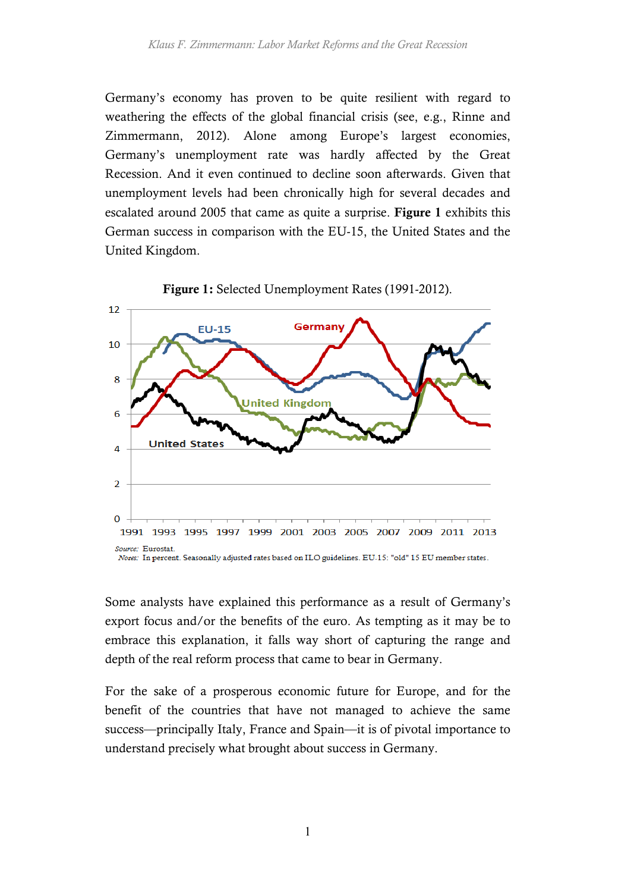Germany's economy has proven to be quite resilient with regard to weathering the effects of the global financial crisis (see, e.g., Rinne and Zimmermann, 2012). Alone among Europe's largest economies, Germany's unemployment rate was hardly affected by the Great Recession. And it even continued to decline soon afterwards. Given that unemployment levels had been chronically high for several decades and escalated around 2005 that came as quite a surprise. **Figure 1** exhibits this German success in comparison with the EU-15, the United States and the United Kingdom.

**Figure 1:** Selected Unemployment Rates (1991-2012).

*Source:* Eurostat.
*Notes:* In percent. Seasonally adjusted rates based on ILO guidelines. EU-15: "old" 15 EU member states.

Some analysts have explained this performance as a result of Germany's export focus and/or the benefits of the euro. As tempting as it may be to embrace this explanation, it falls way short of capturing the range and depth of the real reform process that came to bear in Germany.

For the sake of a prosperous economic future for Europe, and for the benefit of the countries that have not managed to achieve the same success—principally Italy, France and Spain—it is of pivotal importance to understand precisely what brought about success in Germany.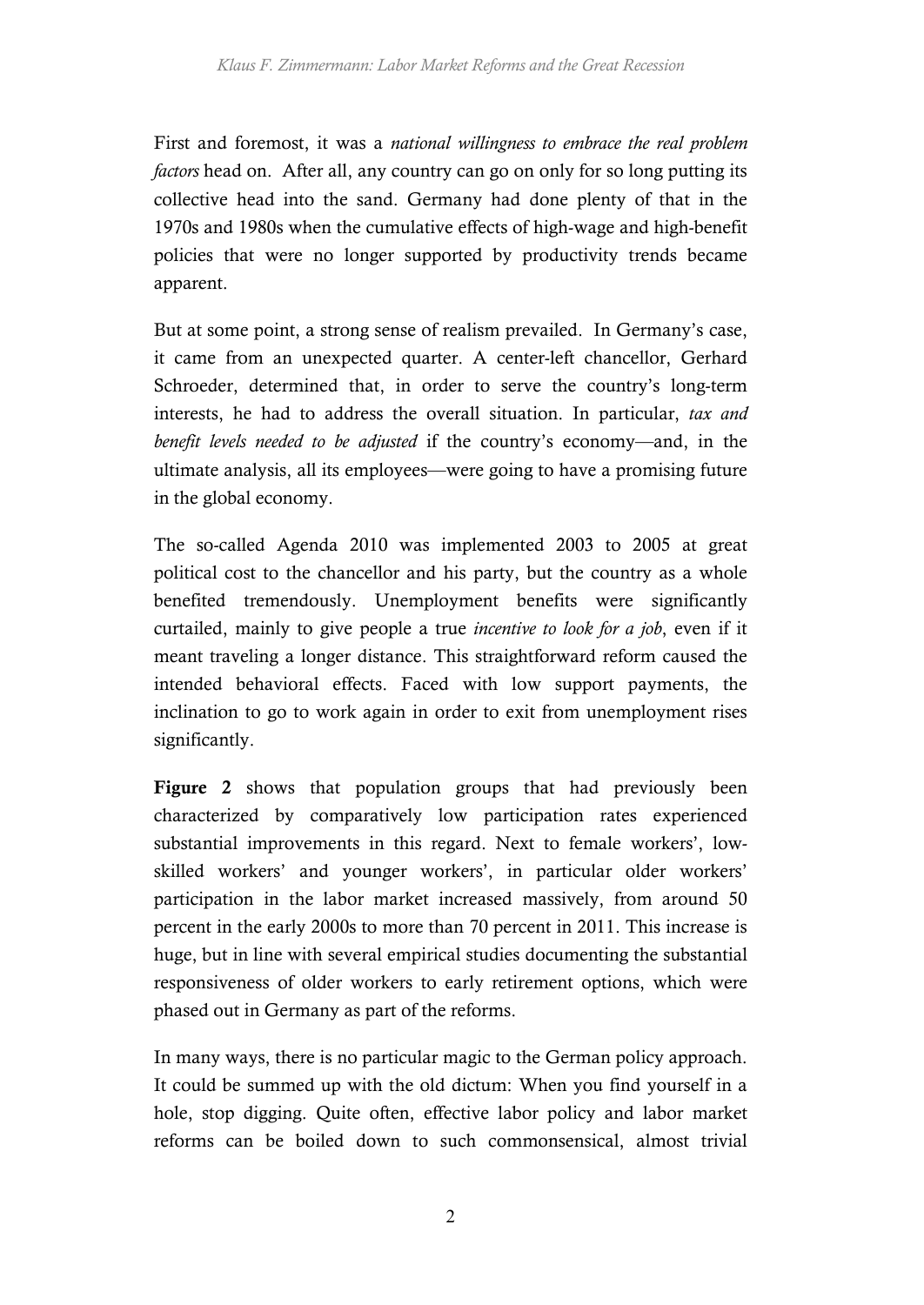First and foremost, it was a *national willingness to embrace the real problem factors* head on. After all, any country can go on only for so long putting its collective head into the sand. Germany had done plenty of that in the 1970s and 1980s when the cumulative effects of high-wage and high-benefit policies that were no longer supported by productivity trends became apparent.

But at some point, a strong sense of realism prevailed. In Germany's case, it came from an unexpected quarter. A center-left chancellor, Gerhard Schroeder, determined that, in order to serve the country's long-term interests, he had to address the overall situation. In particular, *tax and benefit levels needed to be adjusted* if the country's economy—and, in the ultimate analysis, all its employees—were going to have a promising future in the global economy.

The so-called Agenda 2010 was implemented 2003 to 2005 at great political cost to the chancellor and his party, but the country as a whole benefited tremendously. Unemployment benefits were significantly curtailed, mainly to give people a true *incentive to look for a job*, even if it meant traveling a longer distance. This straightforward reform caused the intended behavioral effects. Faced with low support payments, the inclination to go to work again in order to exit from unemployment rises significantly.

**Figure 2** shows that population groups that had previously been characterized by comparatively low participation rates experienced substantial improvements in this regard. Next to female workers', low-skilled workers' and younger workers', in particular older workers' participation in the labor market increased massively, from around 50 percent in the early 2000s to more than 70 percent in 2011. This increase is huge, but in line with several empirical studies documenting the substantial responsiveness of older workers to early retirement options, which were phased out in Germany as part of the reforms.

In many ways, there is no particular magic to the German policy approach. It could be summed up with the old dictum: When you find yourself in a hole, stop digging. Quite often, effective labor policy and labor market reforms can be boiled down to such commonsensical, almost trivial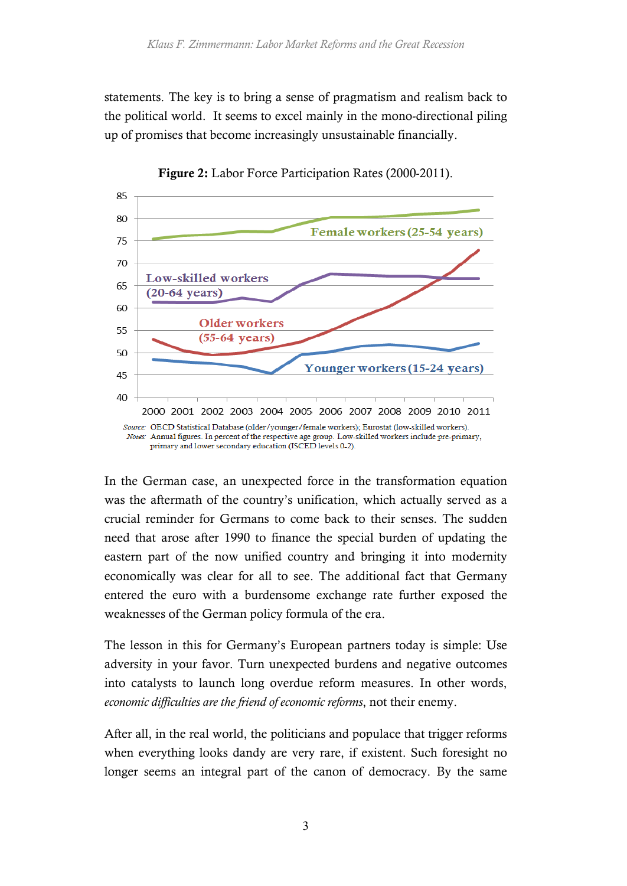statements. The key is to bring a sense of pragmatism and realism back to the political world. It seems to excel mainly in the mono-directional piling up of promises that become increasingly unsustainable financially.

**Figure 2:** Labor Force Participation Rates (2000-2011).

*Source:* OECD Statistical Database (older/younger/female workers); Eurostat (low-skilled workers).
*Notes:* Annual figures. In percent of the respective age group. Low-skilled workers include pre-primary, primary and lower secondary education (ISCED levels 0-2).

In the German case, an unexpected force in the transformation equation was the aftermath of the country's unification, which actually served as a crucial reminder for Germans to come back to their senses. The sudden need that arose after 1990 to finance the special burden of updating the eastern part of the now unified country and bringing it into modernity economically was clear for all to see. The additional fact that Germany entered the euro with a burdensome exchange rate further exposed the weaknesses of the German policy formula of the era.

The lesson in this for Germany's European partners today is simple: Use adversity in your favor. Turn unexpected burdens and negative outcomes into catalysts to launch long overdue reform measures. In other words, *economic difficulties are the friend of economic reforms*, not their enemy.

After all, in the real world, the politicians and populace that trigger reforms when everything looks dandy are very rare, if existent. Such foresight no longer seems an integral part of the canon of democracy. By the same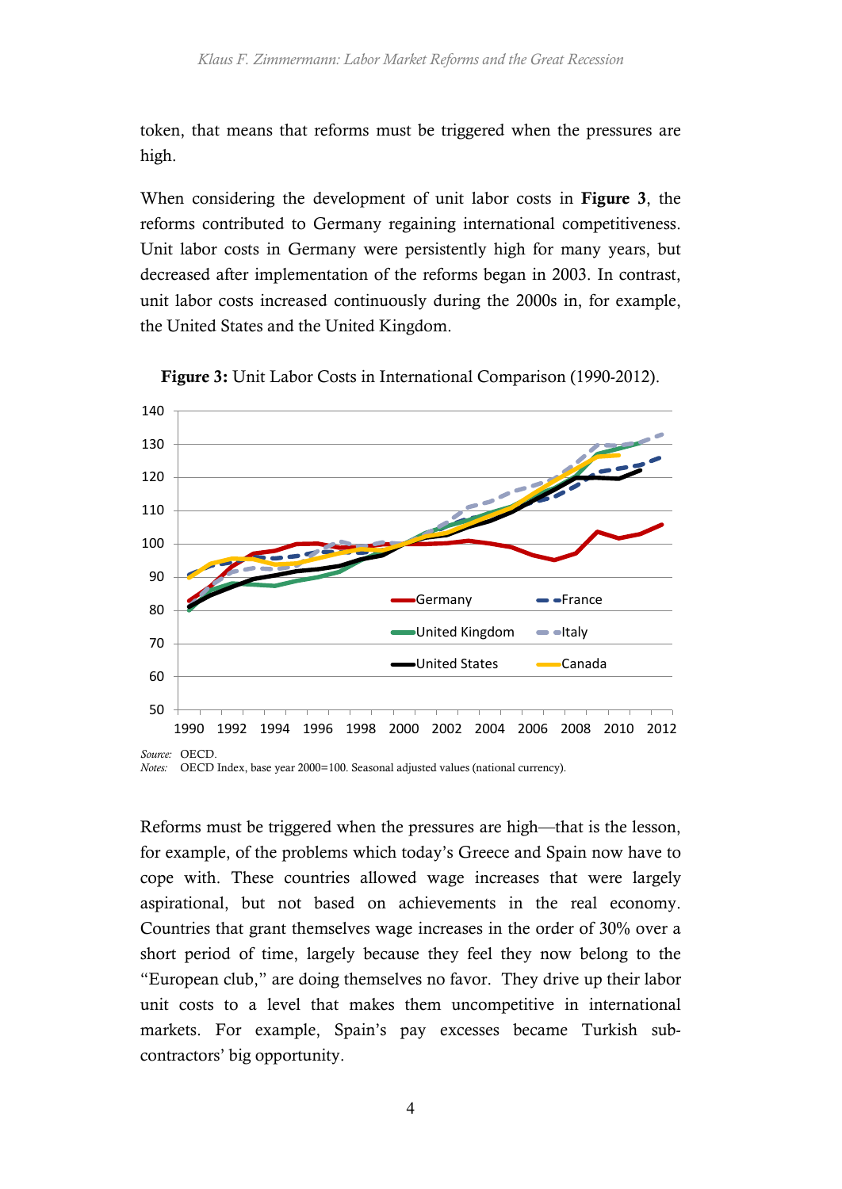token, that means that reforms must be triggered when the pressures are high.

When considering the development of unit labor costs in **Figure 3**, the reforms contributed to Germany regaining international competitiveness. Unit labor costs in Germany were persistently high for many years, but decreased after implementation of the reforms began in 2003. In contrast, unit labor costs increased continuously during the 2000s in, for example, the United States and the United Kingdom.

**Figure 3:** Unit Labor Costs in International Comparison (1990-2012).

*Source:* OECD.
*Notes:* OECD Index, base year 2000=100. Seasonal adjusted values (national currency).

Reforms must be triggered when the pressures are high—that is the lesson, for example, of the problems which today's Greece and Spain now have to cope with. These countries allowed wage increases that were largely aspirational, but not based on achievements in the real economy. Countries that grant themselves wage increases in the order of 30% over a short period of time, largely because they feel they now belong to the "European club," are doing themselves no favor. They drive up their labor unit costs to a level that makes them uncompetitive in international markets. For example, Spain's pay excesses became Turkish sub-contractors' big opportunity.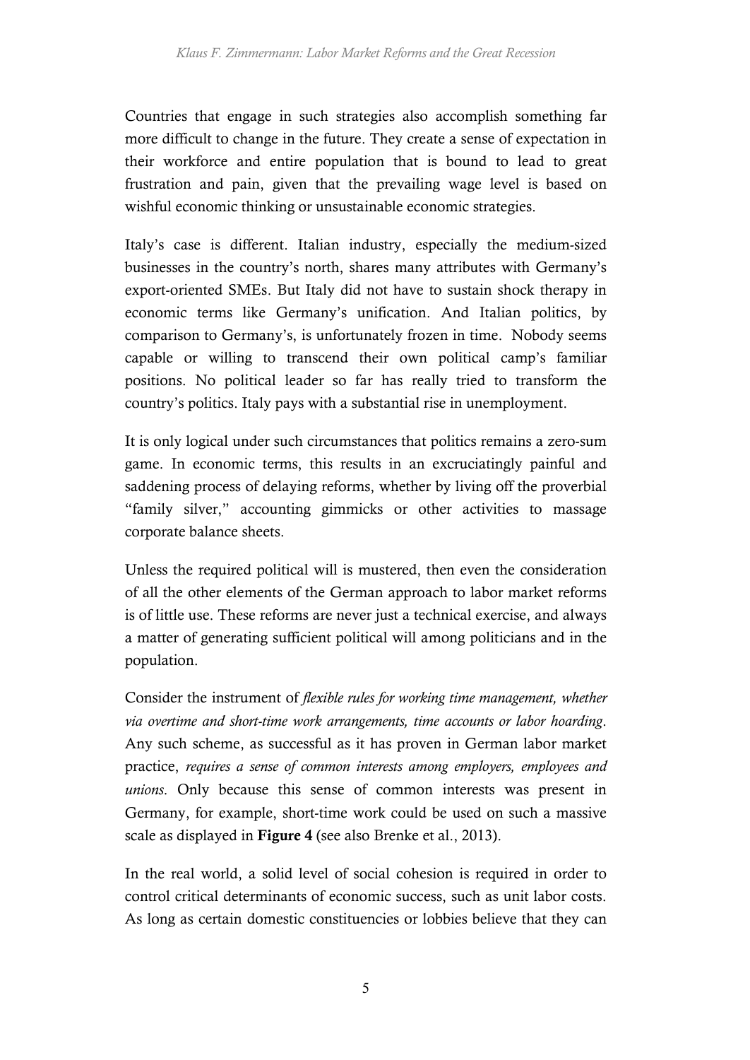Countries that engage in such strategies also accomplish something far more difficult to change in the future. They create a sense of expectation in their workforce and entire population that is bound to lead to great frustration and pain, given that the prevailing wage level is based on wishful economic thinking or unsustainable economic strategies.

Italy's case is different. Italian industry, especially the medium-sized businesses in the country's north, shares many attributes with Germany's export-oriented SMEs. But Italy did not have to sustain shock therapy in economic terms like Germany's unification. And Italian politics, by comparison to Germany's, is unfortunately frozen in time. Nobody seems capable or willing to transcend their own political camp's familiar positions. No political leader so far has really tried to transform the country's politics. Italy pays with a substantial rise in unemployment.

It is only logical under such circumstances that politics remains a zero-sum game. In economic terms, this results in an excruciatingly painful and saddening process of delaying reforms, whether by living off the proverbial "family silver," accounting gimmicks or other activities to massage corporate balance sheets.

Unless the required political will is mustered, then even the consideration of all the other elements of the German approach to labor market reforms is of little use. These reforms are never just a technical exercise, and always a matter of generating sufficient political will among politicians and in the population.

Consider the instrument of *flexible rules for working time management, whether via overtime and short-time work arrangements, time accounts or labor hoarding*. Any such scheme, as successful as it has proven in German labor market practice, *requires a sense of common interests among employers, employees and unions*. Only because this sense of common interests was present in Germany, for example, short-time work could be used on such a massive scale as displayed in **Figure 4** (see also Brenke et al., 2013).

In the real world, a solid level of social cohesion is required in order to control critical determinants of economic success, such as unit labor costs. As long as certain domestic constituencies or lobbies believe that they can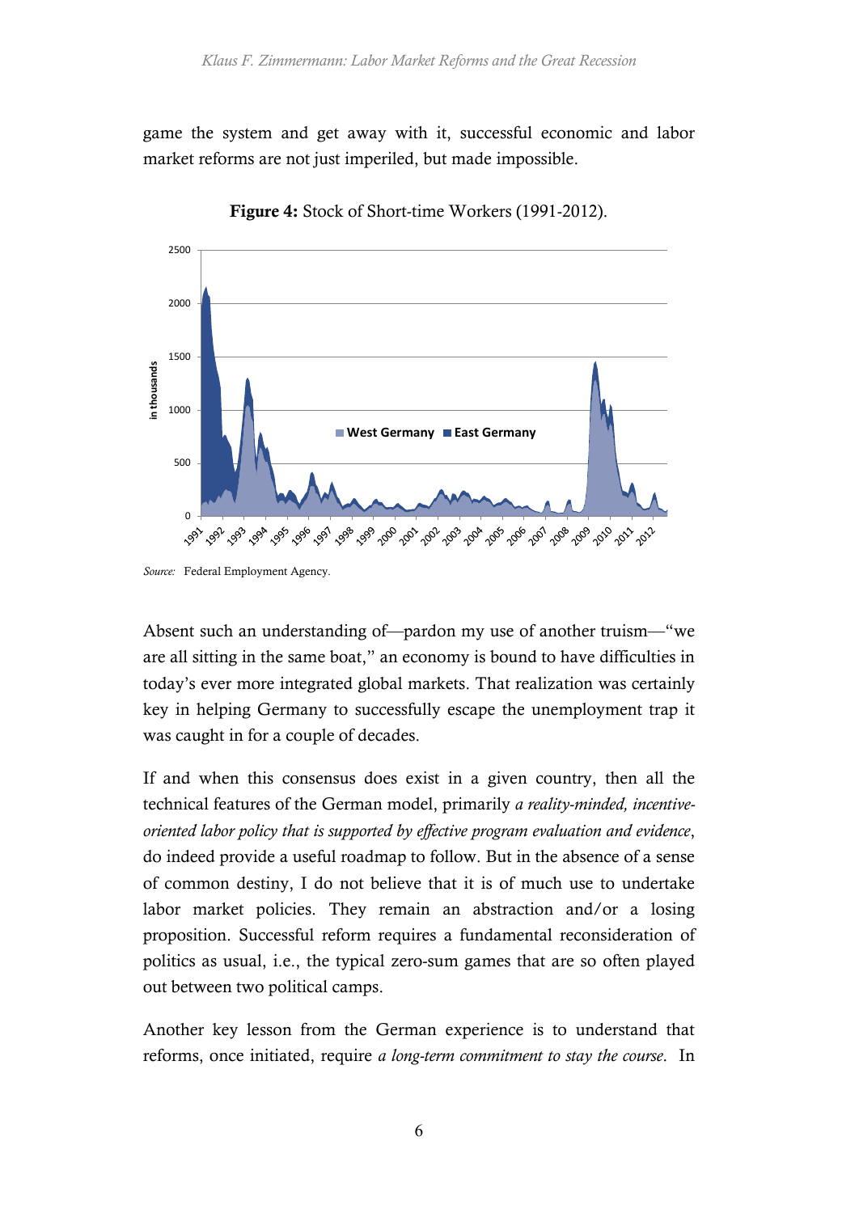game the system and get away with it, successful economic and labor market reforms are not just imperiled, but made impossible.

**Figure 4:** Stock of Short-time Workers (1991-2012).

*Source:* Federal Employment Agency.

Absent such an understanding of—pardon my use of another truism—"we are all sitting in the same boat," an economy is bound to have difficulties in today's ever more integrated global markets. That realization was certainly key in helping Germany to successfully escape the unemployment trap it was caught in for a couple of decades.

If and when this consensus does exist in a given country, then all the technical features of the German model, primarily *a reality-minded, incentive-oriented labor policy that is supported by effective program evaluation and evidence*, do indeed provide a useful roadmap to follow. But in the absence of a sense of common destiny, I do not believe that it is of much use to undertake labor market policies. They remain an abstraction and/or a losing proposition. Successful reform requires a fundamental reconsideration of politics as usual, i.e., the typical zero-sum games that are so often played out between two political camps.

Another key lesson from the German experience is to understand that reforms, once initiated, require *a long-term commitment to stay the course*. In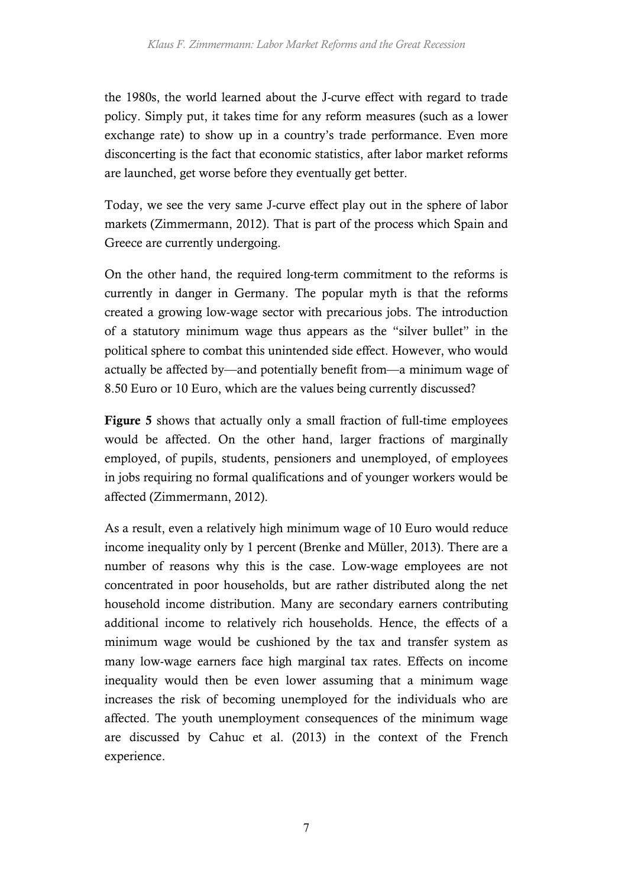the 1980s, the world learned about the J-curve effect with regard to trade policy. Simply put, it takes time for any reform measures (such as a lower exchange rate) to show up in a country's trade performance. Even more disconcerting is the fact that economic statistics, after labor market reforms are launched, get worse before they eventually get better.

Today, we see the very same J-curve effect play out in the sphere of labor markets (Zimmermann, 2012). That is part of the process which Spain and Greece are currently undergoing.

On the other hand, the required long-term commitment to the reforms is currently in danger in Germany. The popular myth is that the reforms created a growing low-wage sector with precarious jobs. The introduction of a statutory minimum wage thus appears as the "silver bullet" in the political sphere to combat this unintended side effect. However, who would actually be affected by—and potentially benefit from—a minimum wage of 8.50 Euro or 10 Euro, which are the values being currently discussed?

**Figure 5** shows that actually only a small fraction of full-time employees would be affected. On the other hand, larger fractions of marginally employed, of pupils, students, pensioners and unemployed, of employees in jobs requiring no formal qualifications and of younger workers would be affected (Zimmermann, 2012).

As a result, even a relatively high minimum wage of 10 Euro would reduce income inequality only by 1 percent (Brenke and Müller, 2013). There are a number of reasons why this is the case. Low-wage employees are not concentrated in poor households, but are rather distributed along the net household income distribution. Many are secondary earners contributing additional income to relatively rich households. Hence, the effects of a minimum wage would be cushioned by the tax and transfer system as many low-wage earners face high marginal tax rates. Effects on income inequality would then be even lower assuming that a minimum wage increases the risk of becoming unemployed for the individuals who are affected. The youth unemployment consequences of the minimum wage are discussed by Cahuc et al. (2013) in the context of the French experience.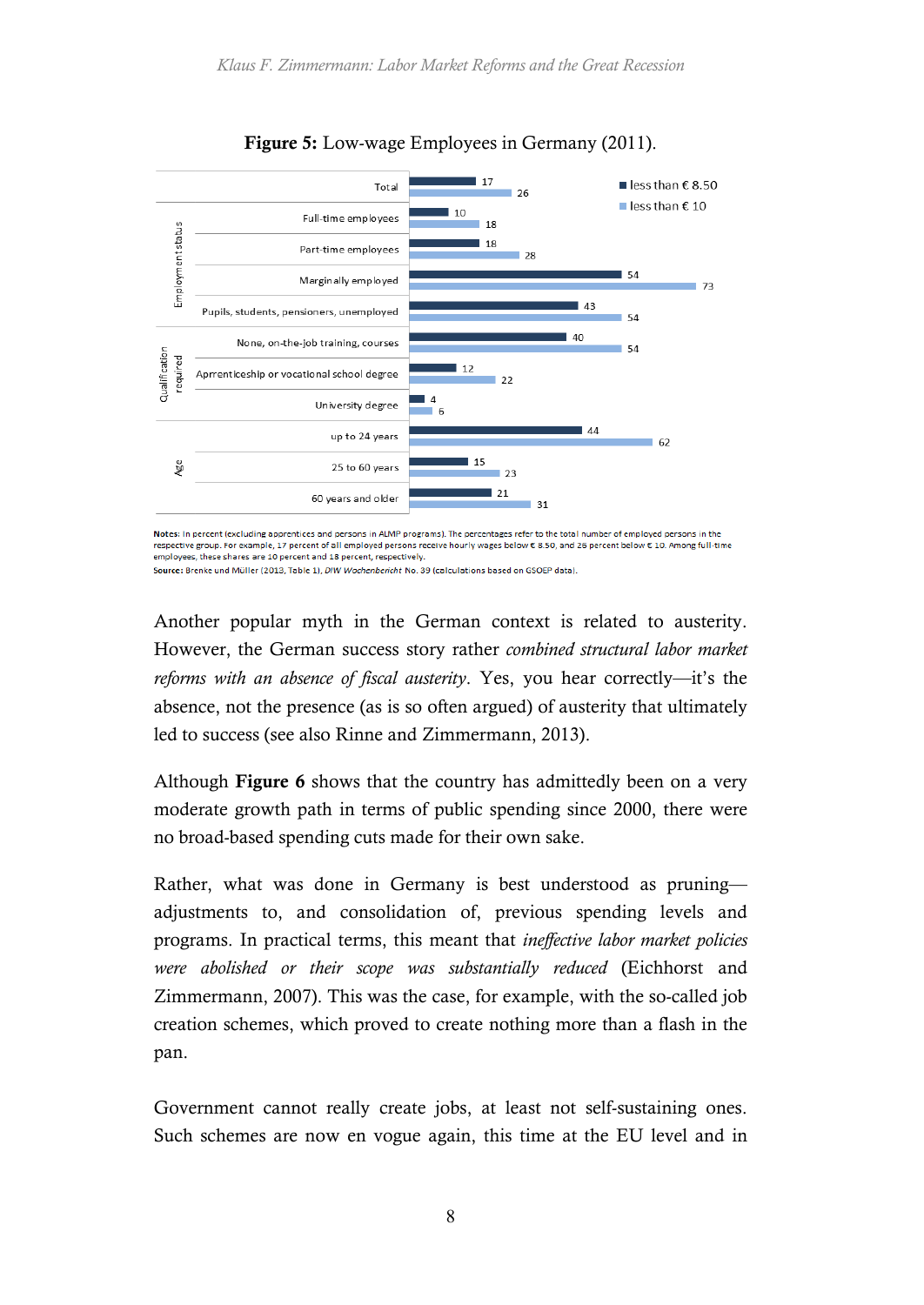**Figure 5:** Low-wage Employees in Germany (2011).

| Group | Category | less than € 8.50 | less than € 10 |
|---|---|---|---|
| | Total | 17 | 26 |
| Employment status | Full-time employees | 10 | 18 |
| | Part-time employees | 18 | 28 |
| | Marginally employed | 54 | 73 |
| | Pupils, students, pensioners, unemployed | 43 | 54 |
| Qualification required | None, on-the-job training, courses | 40 | 54 |
| | Apprenticeship or vocational school degree | 12 | 22 |
| | University degree | 4 | 6 |
| Age | up to 24 years | 44 | 62 |
| | 25 to 60 years | 15 | 23 |
| | 60 years and older | 21 | 31 |

**Notes:** In percent (excluding apprentices and persons in ALMP programs). The percentages refer to the total number of employed persons in the respective group. For example, 17 percent of all employed persons receive hourly wages below € 8.50, and 26 percent below € 10. Among full-time employees, these shares are 10 percent and 18 percent, respectively.
**Source:** Brenke und Müller (2013, Table 1), *DIW Wochenbericht* No. 39 (calculations based on GSOEP data).

Another popular myth in the German context is related to austerity. However, the German success story rather *combined structural labor market reforms with an absence of fiscal austerity*. Yes, you hear correctly—it's the absence, not the presence (as is so often argued) of austerity that ultimately led to success (see also Rinne and Zimmermann, 2013).

Although **Figure 6** shows that the country has admittedly been on a very moderate growth path in terms of public spending since 2000, there were no broad-based spending cuts made for their own sake.

Rather, what was done in Germany is best understood as pruning—adjustments to, and consolidation of, previous spending levels and programs. In practical terms, this meant that *ineffective labor market policies were abolished or their scope was substantially reduced* (Eichhorst and Zimmermann, 2007). This was the case, for example, with the so-called job creation schemes, which proved to create nothing more than a flash in the pan.

Government cannot really create jobs, at least not self-sustaining ones. Such schemes are now en vogue again, this time at the EU level and in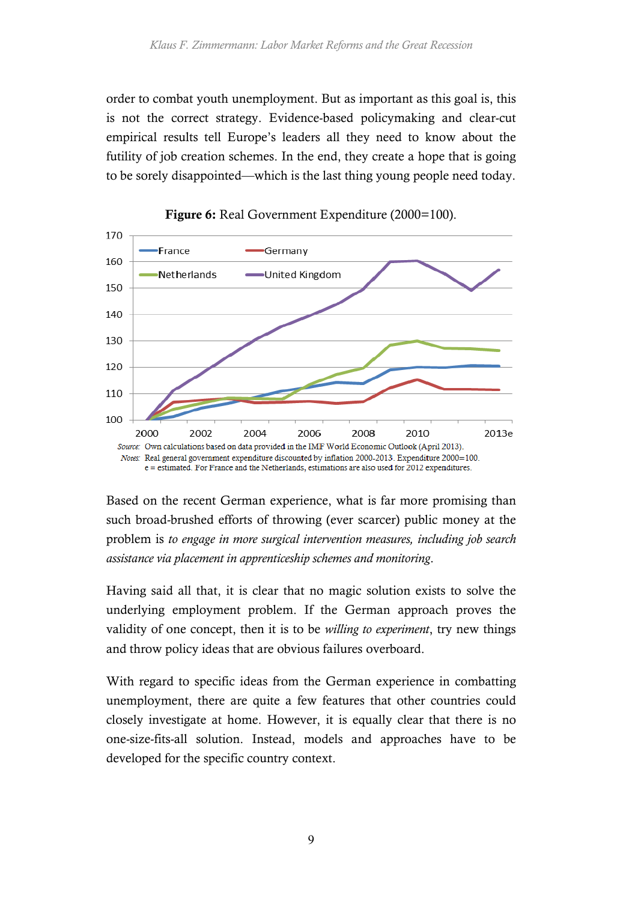order to combat youth unemployment. But as important as this goal is, this is not the correct strategy. Evidence-based policymaking and clear-cut empirical results tell Europe's leaders all they need to know about the futility of job creation schemes. In the end, they create a hope that is going to be sorely disappointed—which is the last thing young people need today.

**Figure 6:** Real Government Expenditure (2000=100).

*Source:* Own calculations based on data provided in the IMF World Economic Outlook (April 2013).
*Notes:* Real general government expenditure discounted by inflation 2000-2013. Expenditure 2000=100. e = estimated. For France and the Netherlands, estimations are also used for 2012 expenditures.

Based on the recent German experience, what is far more promising than such broad-brushed efforts of throwing (ever scarcer) public money at the problem is *to engage in more surgical intervention measures, including job search assistance via placement in apprenticeship schemes and monitoring*.

Having said all that, it is clear that no magic solution exists to solve the underlying employment problem. If the German approach proves the validity of one concept, then it is to be *willing to experiment*, try new things and throw policy ideas that are obvious failures overboard.

With regard to specific ideas from the German experience in combatting unemployment, there are quite a few features that other countries could closely investigate at home. However, it is equally clear that there is no one-size-fits-all solution. Instead, models and approaches have to be developed for the specific country context.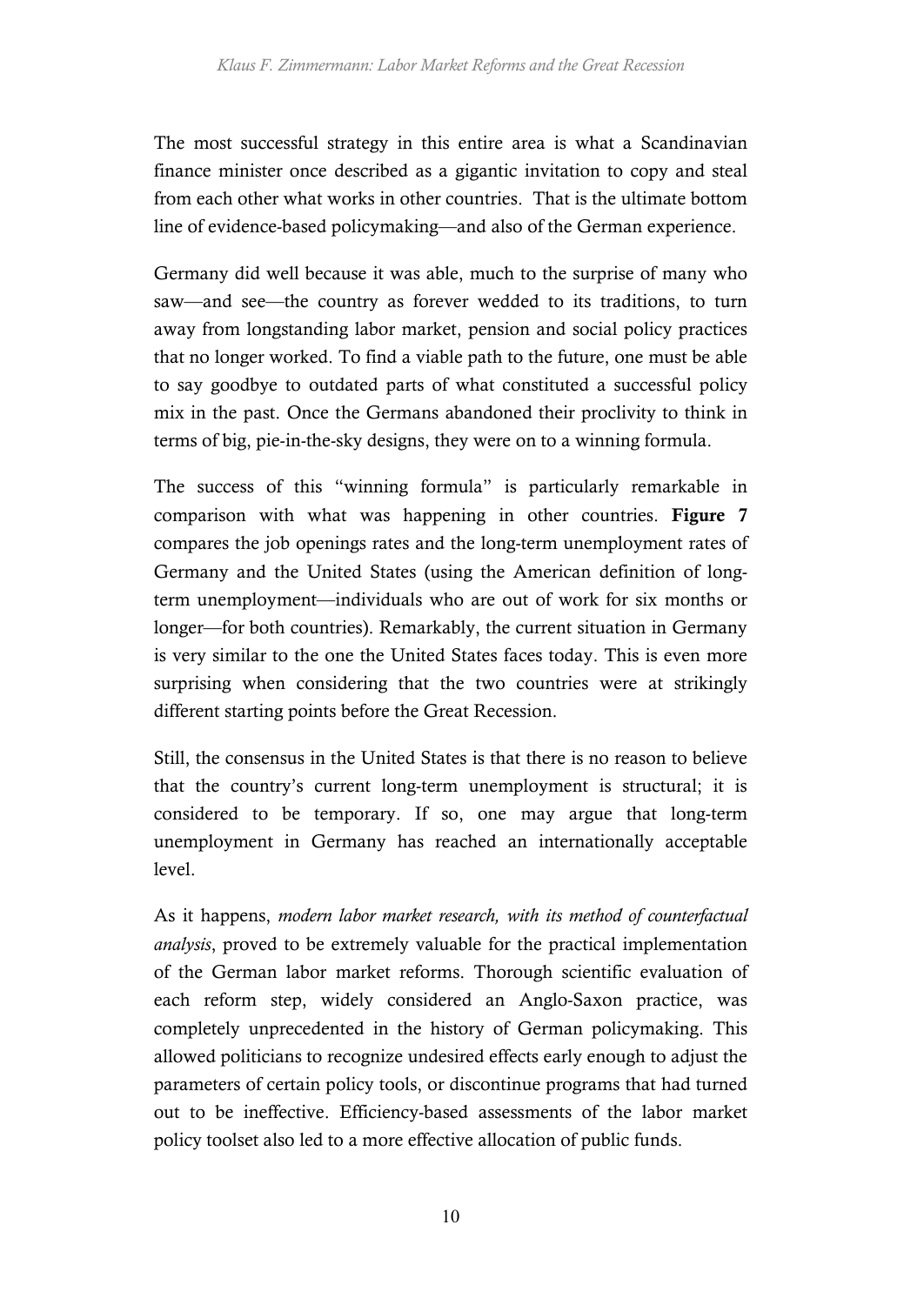The most successful strategy in this entire area is what a Scandinavian finance minister once described as a gigantic invitation to copy and steal from each other what works in other countries. That is the ultimate bottom line of evidence-based policymaking—and also of the German experience.

Germany did well because it was able, much to the surprise of many who saw—and see—the country as forever wedded to its traditions, to turn away from longstanding labor market, pension and social policy practices that no longer worked. To find a viable path to the future, one must be able to say goodbye to outdated parts of what constituted a successful policy mix in the past. Once the Germans abandoned their proclivity to think in terms of big, pie-in-the-sky designs, they were on to a winning formula.

The success of this "winning formula" is particularly remarkable in comparison with what was happening in other countries. **Figure 7** compares the job openings rates and the long-term unemployment rates of Germany and the United States (using the American definition of long-term unemployment—individuals who are out of work for six months or longer—for both countries). Remarkably, the current situation in Germany is very similar to the one the United States faces today. This is even more surprising when considering that the two countries were at strikingly different starting points before the Great Recession.

Still, the consensus in the United States is that there is no reason to believe that the country's current long-term unemployment is structural; it is considered to be temporary. If so, one may argue that long-term unemployment in Germany has reached an internationally acceptable level.

As it happens, *modern labor market research, with its method of counterfactual analysis*, proved to be extremely valuable for the practical implementation of the German labor market reforms. Thorough scientific evaluation of each reform step, widely considered an Anglo-Saxon practice, was completely unprecedented in the history of German policymaking. This allowed politicians to recognize undesired effects early enough to adjust the parameters of certain policy tools, or discontinue programs that had turned out to be ineffective. Efficiency-based assessments of the labor market policy toolset also led to a more effective allocation of public funds.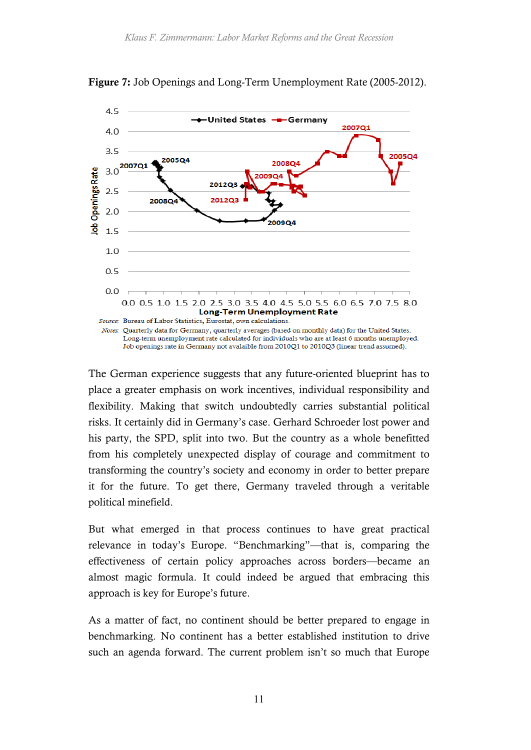**Figure 7:** Job Openings and Long-Term Unemployment Rate (2005-2012).

*Source:* Bureau of Labor Statistics, Eurostat, own calculations.

*Notes:* Quarterly data for Germany, quarterly averages (based on monthly data) for the United States. Long-term unemployment rate calculated for individuals who are at least 6 months unemployed. Job openings rate in Germany not avalaible from 2010Q1 to 2010Q3 (linear trend assumed).

The German experience suggests that any future-oriented blueprint has to place a greater emphasis on work incentives, individual responsibility and flexibility. Making that switch undoubtedly carries substantial political risks. It certainly did in Germany's case. Gerhard Schroeder lost power and his party, the SPD, split into two. But the country as a whole benefitted from his completely unexpected display of courage and commitment to transforming the country's society and economy in order to better prepare it for the future. To get there, Germany traveled through a veritable political minefield.

But what emerged in that process continues to have great practical relevance in today's Europe. "Benchmarking"—that is, comparing the effectiveness of certain policy approaches across borders—became an almost magic formula. It could indeed be argued that embracing this approach is key for Europe's future.

As a matter of fact, no continent should be better prepared to engage in benchmarking. No continent has a better established institution to drive such an agenda forward. The current problem isn't so much that Europe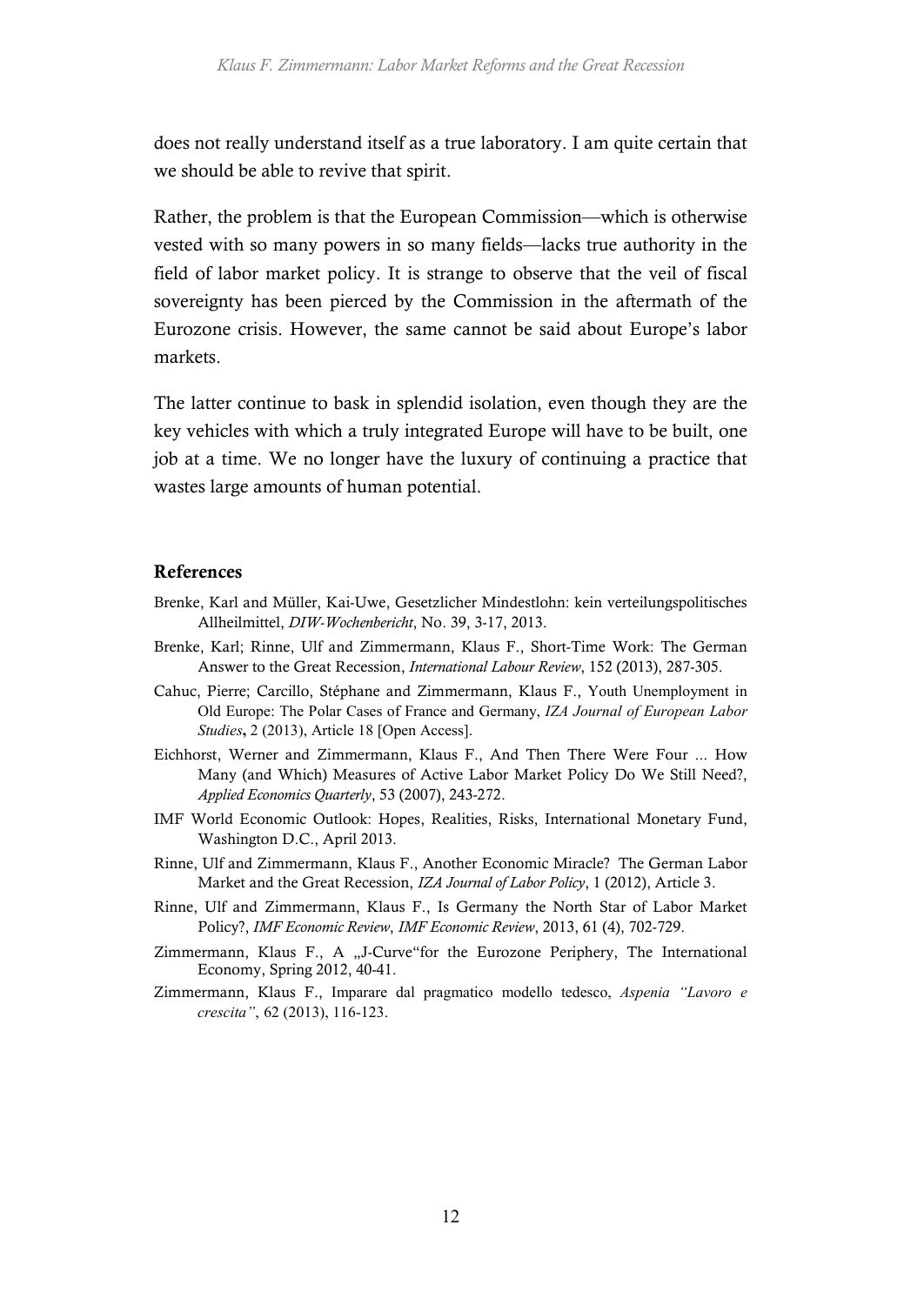does not really understand itself as a true laboratory. I am quite certain that we should be able to revive that spirit.

Rather, the problem is that the European Commission—which is otherwise vested with so many powers in so many fields—lacks true authority in the field of labor market policy. It is strange to observe that the veil of fiscal sovereignty has been pierced by the Commission in the aftermath of the Eurozone crisis. However, the same cannot be said about Europe's labor markets.

The latter continue to bask in splendid isolation, even though they are the key vehicles with which a truly integrated Europe will have to be built, one job at a time. We no longer have the luxury of continuing a practice that wastes large amounts of human potential.

## References

Brenke, Karl and Müller, Kai-Uwe, Gesetzlicher Mindestlohn: kein verteilungspolitisches Allheilmittel, *DIW-Wochenbericht*, No. 39, 3-17, 2013.

Brenke, Karl; Rinne, Ulf and Zimmermann, Klaus F., Short-Time Work: The German Answer to the Great Recession, *International Labour Review*, 152 (2013), 287-305.

Cahuc, Pierre; Carcillo, Stéphane and Zimmermann, Klaus F., Youth Unemployment in Old Europe: The Polar Cases of France and Germany, *IZA Journal of European Labor Studies*, 2 (2013), Article 18 [Open Access].

Eichhorst, Werner and Zimmermann, Klaus F., And Then There Were Four ... How Many (and Which) Measures of Active Labor Market Policy Do We Still Need?, *Applied Economics Quarterly*, 53 (2007), 243-272.

IMF World Economic Outlook: Hopes, Realities, Risks, International Monetary Fund, Washington D.C., April 2013.

Rinne, Ulf and Zimmermann, Klaus F., Another Economic Miracle? The German Labor Market and the Great Recession, *IZA Journal of Labor Policy*, 1 (2012), Article 3.

Rinne, Ulf and Zimmermann, Klaus F., Is Germany the North Star of Labor Market Policy?, *IMF Economic Review*, *IMF Economic Review*, 2013, 61 (4), 702-729.

Zimmermann, Klaus F., A „J-Curve"for the Eurozone Periphery, The International Economy, Spring 2012, 40-41.

Zimmermann, Klaus F., Imparare dal pragmatico modello tedesco, *Aspenia "Lavoro e crescita"*, 62 (2013), 116-123.